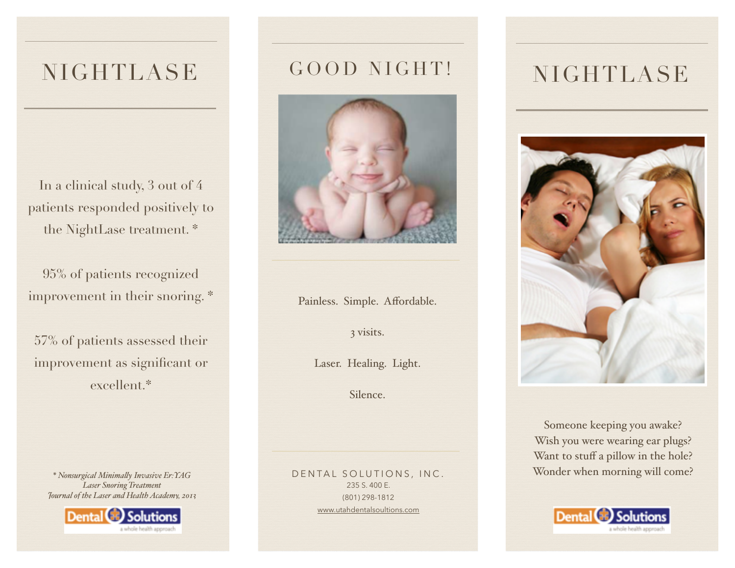# NIGHTLASE

In a clinical study, 3 out of 4 patients responded positively to the NightLase treatment. *

95% of patients recognized improvement in their snoring. *

57% of patients assessed their improvement as significant or excellent.*

*\* Nonsurgical Minimally Invasive Er:YAG Laser Snoring Treatment*
*Journal of the Laser and Health Academy, 2013*

Dental Solutions
a whole health approach

# GOOD NIGHT!

Painless. Simple. Affordable.

3 visits.

Laser. Healing. Light.

Silence.

DENTAL SOLUTIONS, INC.
235 S. 400 E.
(801) 298-1812
www.utahdentalsoultions.com

# NIGHTLASE

Someone keeping you awake?
Wish you were wearing ear plugs?
Want to stuff a pillow in the hole?
Wonder when morning will come?

Dental Solutions
a whole health approach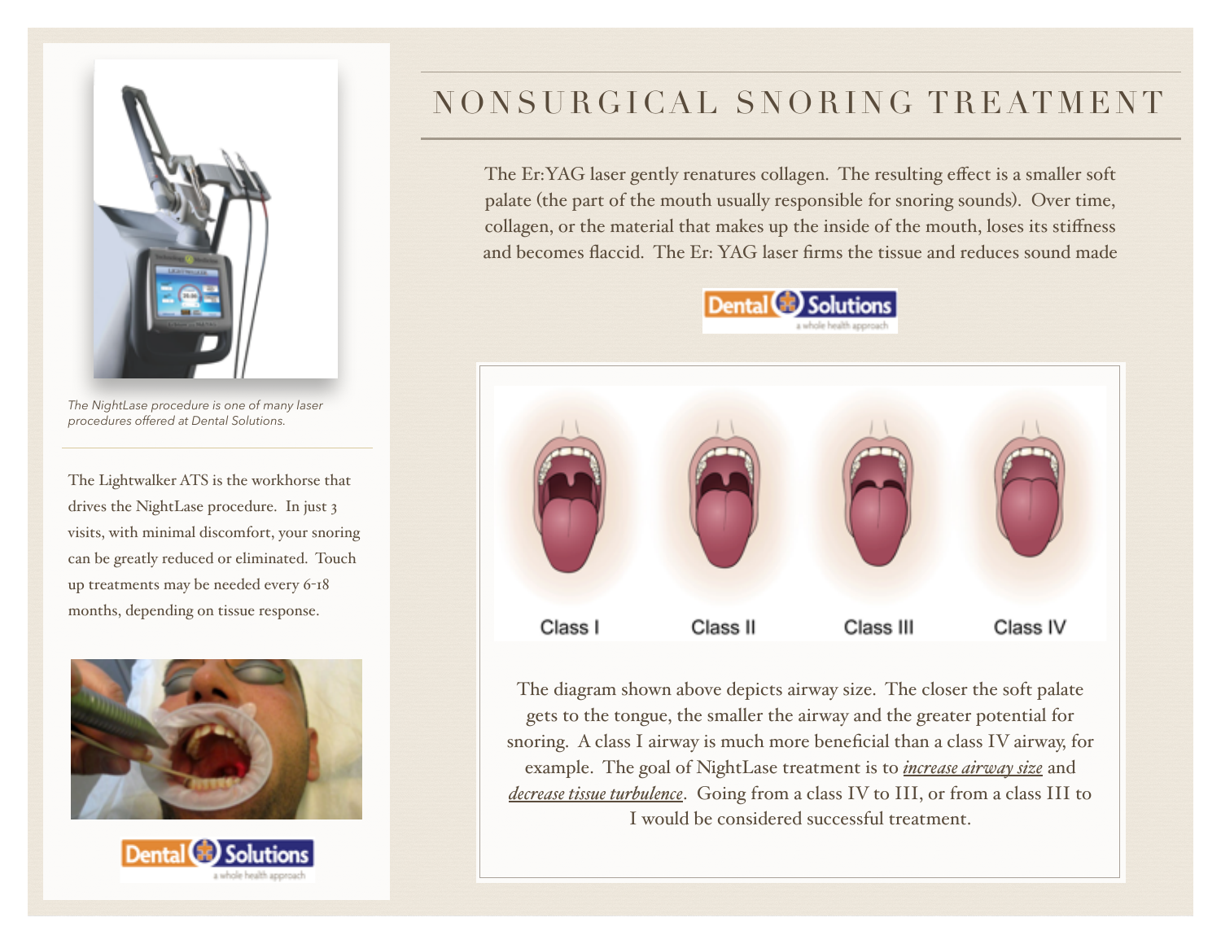# NONSURGICAL SNORING TREATMENT

The Er:YAG laser gently renatures collagen. The resulting effect is a smaller soft palate (the part of the mouth usually responsible for snoring sounds). Over time, collagen, or the material that makes up the inside of the mouth, loses its stiffness and becomes flaccid. The Er: YAG laser firms the tissue and reduces sound made

Dental Solutions
a whole health approach

*The NightLase procedure is one of many laser procedures offered at Dental Solutions.*

The Lightwalker ATS is the workhorse that drives the NightLase procedure. In just 3 visits, with minimal discomfort, your snoring can be greatly reduced or eliminated. Touch up treatments may be needed every 6-18 months, depending on tissue response.

Class I
Class II
Class III
Class IV

The diagram shown above depicts airway size. The closer the soft palate gets to the tongue, the smaller the airway and the greater potential for snoring. A class I airway is much more beneficial than a class IV airway, for example. The goal of NightLase treatment is to ***increase airway size*** and ***decrease tissue turbulence***. Going from a class IV to III, or from a class III to I would be considered successful treatment.

Dental Solutions
a whole health approach